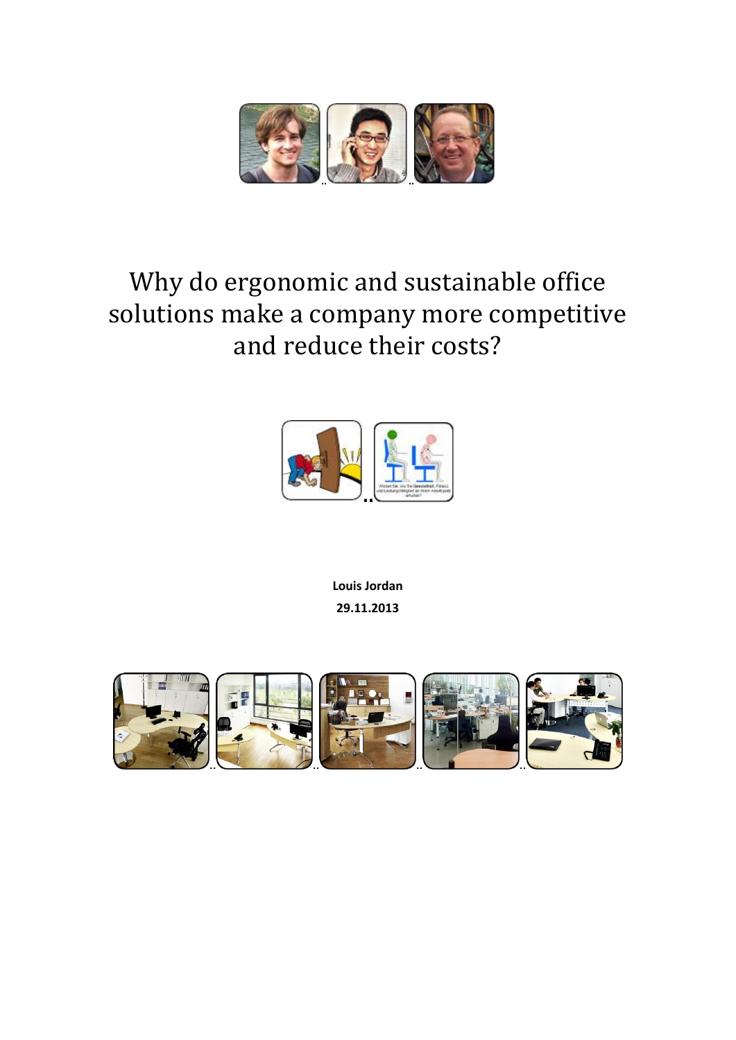# Why do ergonomic and sustainable office solutions make a company more competitive and reduce their costs?

**Louis Jordan**

**29.11.2013**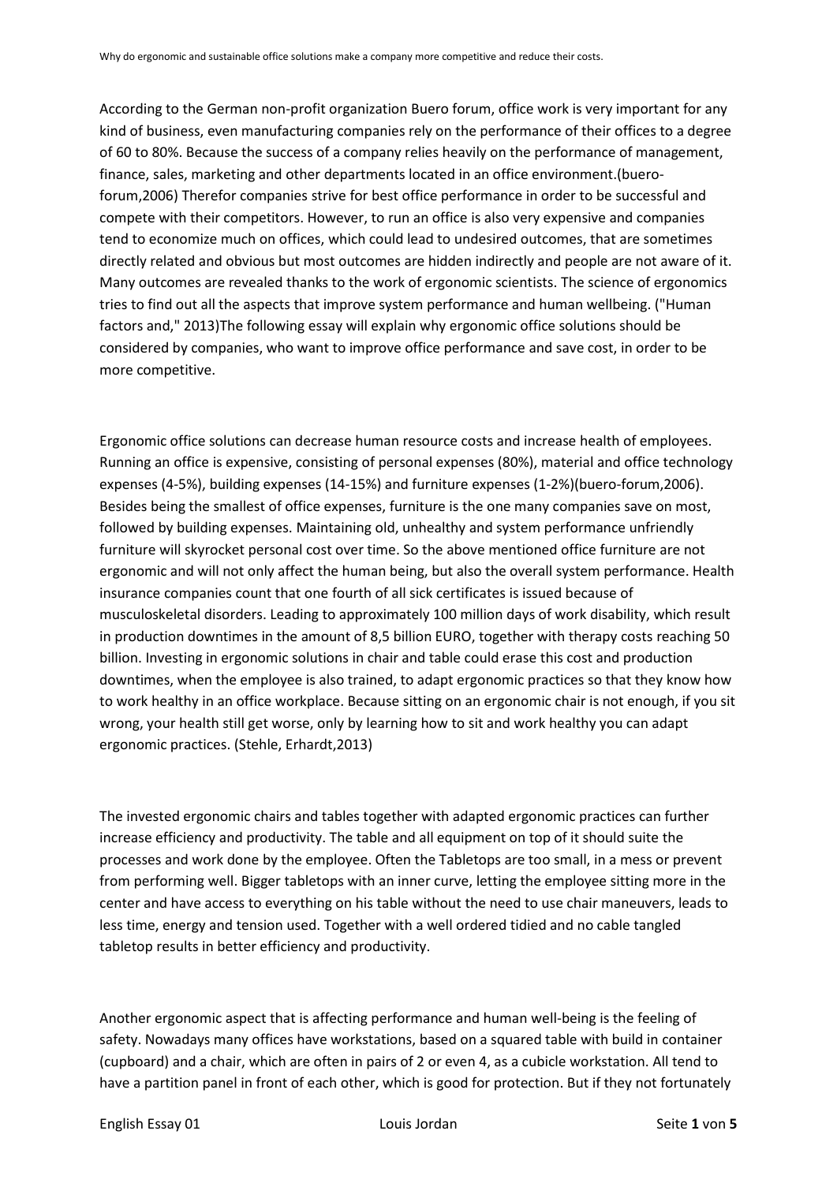According to the German non-profit organization Buero forum, office work is very important for any kind of business, even manufacturing companies rely on the performance of their offices to a degree of 60 to 80%. Because the success of a company relies heavily on the performance of management, finance, sales, marketing and other departments located in an office environment.(buero-forum,2006) Therefor companies strive for best office performance in order to be successful and compete with their competitors. However, to run an office is also very expensive and companies tend to economize much on offices, which could lead to undesired outcomes, that are sometimes directly related and obvious but most outcomes are hidden indirectly and people are not aware of it. Many outcomes are revealed thanks to the work of ergonomic scientists. The science of ergonomics tries to find out all the aspects that improve system performance and human wellbeing. ("Human factors and," 2013)The following essay will explain why ergonomic office solutions should be considered by companies, who want to improve office performance and save cost, in order to be more competitive.

Ergonomic office solutions can decrease human resource costs and increase health of employees. Running an office is expensive, consisting of personal expenses (80%), material and office technology expenses (4-5%), building expenses (14-15%) and furniture expenses (1-2%)(buero-forum,2006). Besides being the smallest of office expenses, furniture is the one many companies save on most, followed by building expenses. Maintaining old, unhealthy and system performance unfriendly furniture will skyrocket personal cost over time. So the above mentioned office furniture are not ergonomic and will not only affect the human being, but also the overall system performance. Health insurance companies count that one fourth of all sick certificates is issued because of musculoskeletal disorders. Leading to approximately 100 million days of work disability, which result in production downtimes in the amount of 8,5 billion EURO, together with therapy costs reaching 50 billion. Investing in ergonomic solutions in chair and table could erase this cost and production downtimes, when the employee is also trained, to adapt ergonomic practices so that they know how to work healthy in an office workplace. Because sitting on an ergonomic chair is not enough, if you sit wrong, your health still get worse, only by learning how to sit and work healthy you can adapt ergonomic practices. (Stehle, Erhardt,2013)

The invested ergonomic chairs and tables together with adapted ergonomic practices can further increase efficiency and productivity. The table and all equipment on top of it should suite the processes and work done by the employee. Often the Tabletops are too small, in a mess or prevent from performing well. Bigger tabletops with an inner curve, letting the employee sitting more in the center and have access to everything on his table without the need to use chair maneuvers, leads to less time, energy and tension used. Together with a well ordered tidied and no cable tangled tabletop results in better efficiency and productivity.

Another ergonomic aspect that is affecting performance and human well-being is the feeling of safety. Nowadays many offices have workstations, based on a squared table with build in container (cupboard) and a chair, which are often in pairs of 2 or even 4, as a cubicle workstation. All tend to have a partition panel in front of each other, which is good for protection. But if they not fortunately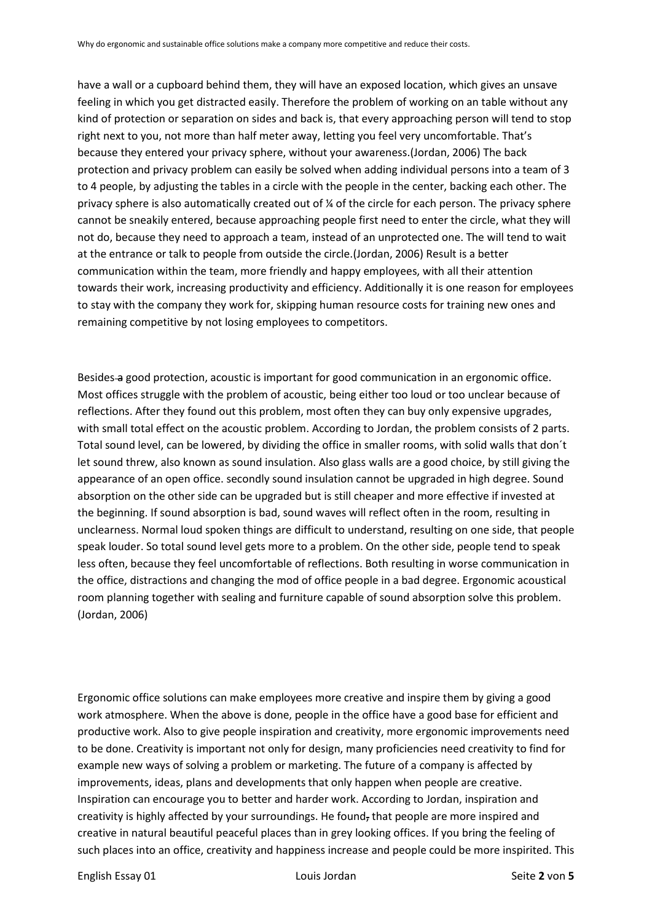have a wall or a cupboard behind them, they will have an exposed location, which gives an unsave feeling in which you get distracted easily. Therefore the problem of working on an table without any kind of protection or separation on sides and back is, that every approaching person will tend to stop right next to you, not more than half meter away, letting you feel very uncomfortable. That's because they entered your privacy sphere, without your awareness.(Jordan, 2006) The back protection and privacy problem can easily be solved when adding individual persons into a team of 3 to 4 people, by adjusting the tables in a circle with the people in the center, backing each other. The privacy sphere is also automatically created out of ¼ of the circle for each person. The privacy sphere cannot be sneakily entered, because approaching people first need to enter the circle, what they will not do, because they need to approach a team, instead of an unprotected one. The will tend to wait at the entrance or talk to people from outside the circle.(Jordan, 2006) Result is a better communication within the team, more friendly and happy employees, with all their attention towards their work, increasing productivity and efficiency. Additionally it is one reason for employees to stay with the company they work for, skipping human resource costs for training new ones and remaining competitive by not losing employees to competitors.

Besides ~~a~~ good protection, acoustic is important for good communication in an ergonomic office. Most offices struggle with the problem of acoustic, being either too loud or too unclear because of reflections. After they found out this problem, most often they can buy only expensive upgrades, with small total effect on the acoustic problem. According to Jordan, the problem consists of 2 parts. Total sound level, can be lowered, by dividing the office in smaller rooms, with solid walls that don´t let sound threw, also known as sound insulation. Also glass walls are a good choice, by still giving the appearance of an open office. secondly sound insulation cannot be upgraded in high degree. Sound absorption on the other side can be upgraded but is still cheaper and more effective if invested at the beginning. If sound absorption is bad, sound waves will reflect often in the room, resulting in unclearness. Normal loud spoken things are difficult to understand, resulting on one side, that people speak louder. So total sound level gets more to a problem. On the other side, people tend to speak less often, because they feel uncomfortable of reflections. Both resulting in worse communication in the office, distractions and changing the mod of office people in a bad degree. Ergonomic acoustical room planning together with sealing and furniture capable of sound absorption solve this problem. (Jordan, 2006)

Ergonomic office solutions can make employees more creative and inspire them by giving a good work atmosphere. When the above is done, people in the office have a good base for efficient and productive work. Also to give people inspiration and creativity, more ergonomic improvements need to be done. Creativity is important not only for design, many proficiencies need creativity to find for example new ways of solving a problem or marketing. The future of a company is affected by improvements, ideas, plans and developments that only happen when people are creative. Inspiration can encourage you to better and harder work. According to Jordan, inspiration and creativity is highly affected by your surroundings. He found~~,~~ that people are more inspired and creative in natural beautiful peaceful places than in grey looking offices. If you bring the feeling of such places into an office, creativity and happiness increase and people could be more inspirited. This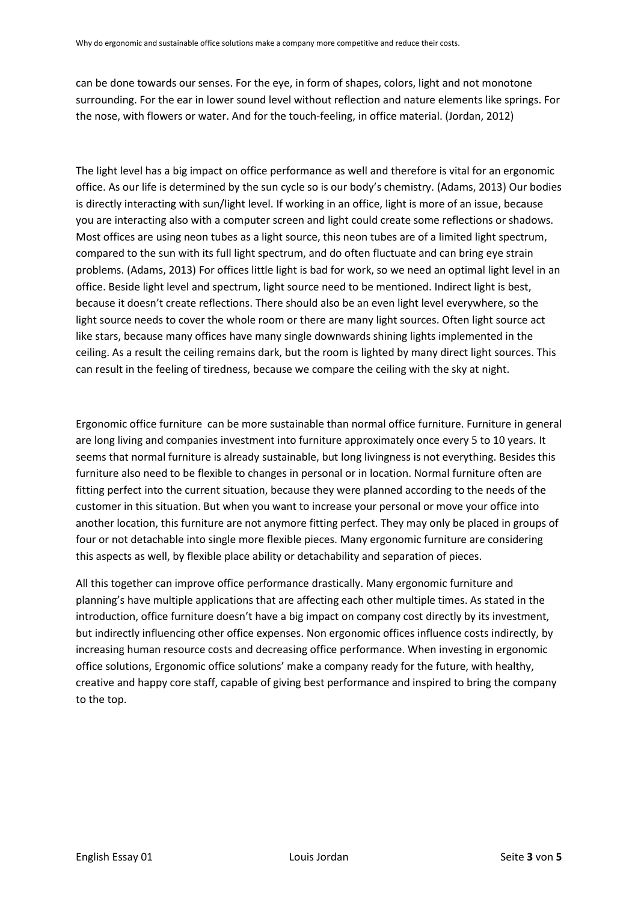can be done towards our senses. For the eye, in form of shapes, colors, light and not monotone surrounding. For the ear in lower sound level without reflection and nature elements like springs. For the nose, with flowers or water. And for the touch-feeling, in office material. (Jordan, 2012)

The light level has a big impact on office performance as well and therefore is vital for an ergonomic office. As our life is determined by the sun cycle so is our body's chemistry. (Adams, 2013) Our bodies is directly interacting with sun/light level. If working in an office, light is more of an issue, because you are interacting also with a computer screen and light could create some reflections or shadows. Most offices are using neon tubes as a light source, this neon tubes are of a limited light spectrum, compared to the sun with its full light spectrum, and do often fluctuate and can bring eye strain problems. (Adams, 2013) For offices little light is bad for work, so we need an optimal light level in an office. Beside light level and spectrum, light source need to be mentioned. Indirect light is best, because it doesn't create reflections. There should also be an even light level everywhere, so the light source needs to cover the whole room or there are many light sources. Often light source act like stars, because many offices have many single downwards shining lights implemented in the ceiling. As a result the ceiling remains dark, but the room is lighted by many direct light sources. This can result in the feeling of tiredness, because we compare the ceiling with the sky at night.

Ergonomic office furniture can be more sustainable than normal office furniture. Furniture in general are long living and companies investment into furniture approximately once every 5 to 10 years. It seems that normal furniture is already sustainable, but long livingness is not everything. Besides this furniture also need to be flexible to changes in personal or in location. Normal furniture often are fitting perfect into the current situation, because they were planned according to the needs of the customer in this situation. But when you want to increase your personal or move your office into another location, this furniture are not anymore fitting perfect. They may only be placed in groups of four or not detachable into single more flexible pieces. Many ergonomic furniture are considering this aspects as well, by flexible place ability or detachability and separation of pieces.

All this together can improve office performance drastically. Many ergonomic furniture and planning's have multiple applications that are affecting each other multiple times. As stated in the introduction, office furniture doesn't have a big impact on company cost directly by its investment, but indirectly influencing other office expenses. Non ergonomic offices influence costs indirectly, by increasing human resource costs and decreasing office performance. When investing in ergonomic office solutions, Ergonomic office solutions' make a company ready for the future, with healthy, creative and happy core staff, capable of giving best performance and inspired to bring the company to the top.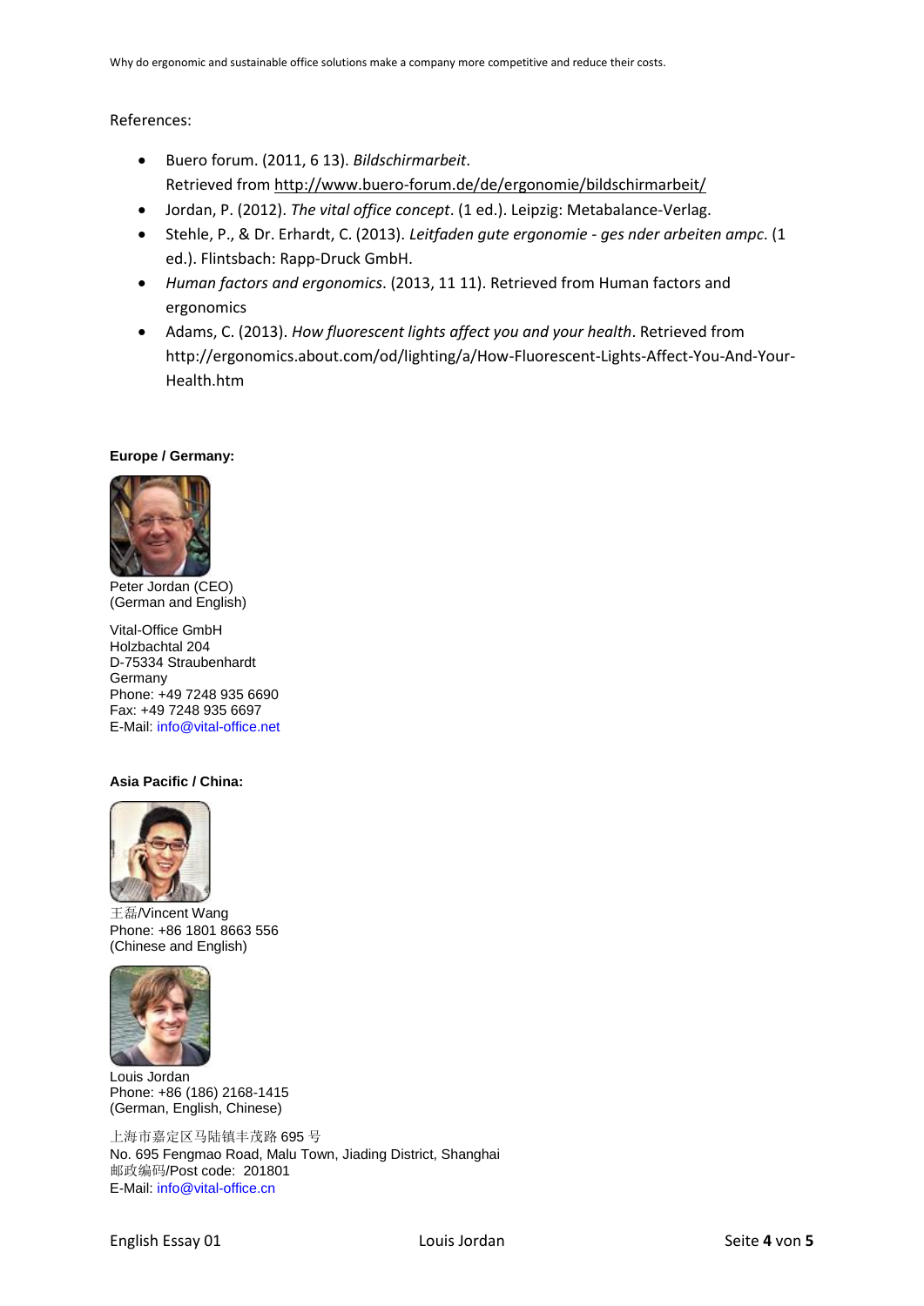References:

- Buero forum. (2011, 6 13). *Bildschirmarbeit*.
  Retrieved from http://www.buero-forum.de/de/ergonomie/bildschirmarbeit/
- Jordan, P. (2012). *The vital office concept*. (1 ed.). Leipzig: Metabalance-Verlag.
- Stehle, P., & Dr. Erhardt, C. (2013). *Leitfaden gute ergonomie - ges nder arbeiten ampc*. (1 ed.). Flintsbach: Rapp-Druck GmbH.
- *Human factors and ergonomics*. (2013, 11 11). Retrieved from Human factors and ergonomics
- Adams, C. (2013). *How fluorescent lights affect you and your health*. Retrieved from http://ergonomics.about.com/od/lighting/a/How-Fluorescent-Lights-Affect-You-And-Your-Health.htm

**Europe / Germany:**

Peter Jordan (CEO)
(German and English)

Vital-Office GmbH
Holzbachtal 204
D-75334 Straubenhardt
Germany
Phone: +49 7248 935 6690
Fax: +49 7248 935 6697
E-Mail: info@vital-office.net

**Asia Pacific / China:**

王磊/Vincent Wang
Phone: +86 1801 8663 556
(Chinese and English)

Louis Jordan
Phone: +86 (186) 2168-1415
(German, English, Chinese)

上海市嘉定区马陆镇丰茂路 695 号
No. 695 Fengmao Road, Malu Town, Jiading District, Shanghai
邮政编码/Post code: 201801
E-Mail: info@vital-office.cn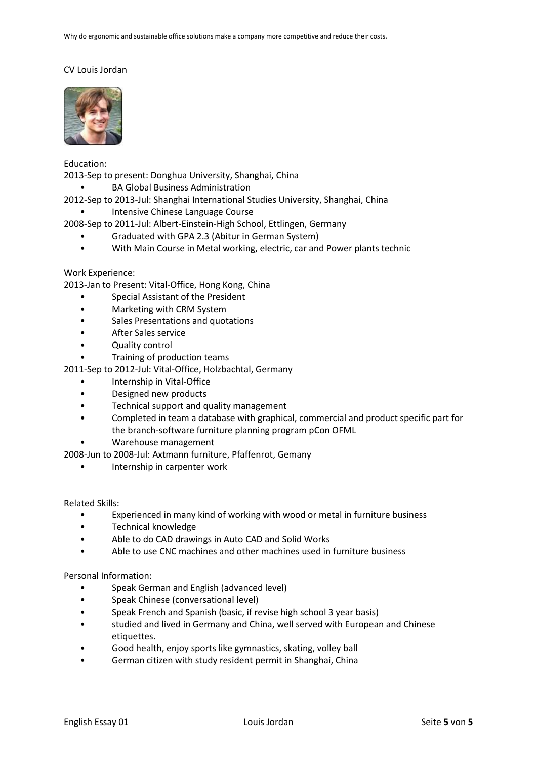# CV Louis Jordan

Education:

2013-Sep to present: Donghua University, Shanghai, China

- BA Global Business Administration

2012-Sep to 2013-Jul: Shanghai International Studies University, Shanghai, China

- Intensive Chinese Language Course

2008-Sep to 2011-Jul: Albert-Einstein-High School, Ettlingen, Germany

- Graduated with GPA 2.3 (Abitur in German System)
- With Main Course in Metal working, electric, car and Power plants technic

Work Experience:

2013-Jan to Present: Vital-Office, Hong Kong, China

- Special Assistant of the President
- Marketing with CRM System
- Sales Presentations and quotations
- After Sales service
- Quality control
- Training of production teams

2011-Sep to 2012-Jul: Vital-Office, Holzbachtal, Germany

- Internship in Vital-Office
- Designed new products
- Technical support and quality management
- Completed in team a database with graphical, commercial and product specific part for the branch-software furniture planning program pCon OFML
- Warehouse management

2008-Jun to 2008-Jul: Axtmann furniture, Pfaffenrot, Gemany

- Internship in carpenter work

Related Skills:

- Experienced in many kind of working with wood or metal in furniture business
- Technical knowledge
- Able to do CAD drawings in Auto CAD and Solid Works
- Able to use CNC machines and other machines used in furniture business

Personal Information:

- Speak German and English (advanced level)
- Speak Chinese (conversational level)
- Speak French and Spanish (basic, if revise high school 3 year basis)
- studied and lived in Germany and China, well served with European and Chinese etiquettes.
- Good health, enjoy sports like gymnastics, skating, volley ball
- German citizen with study resident permit in Shanghai, China